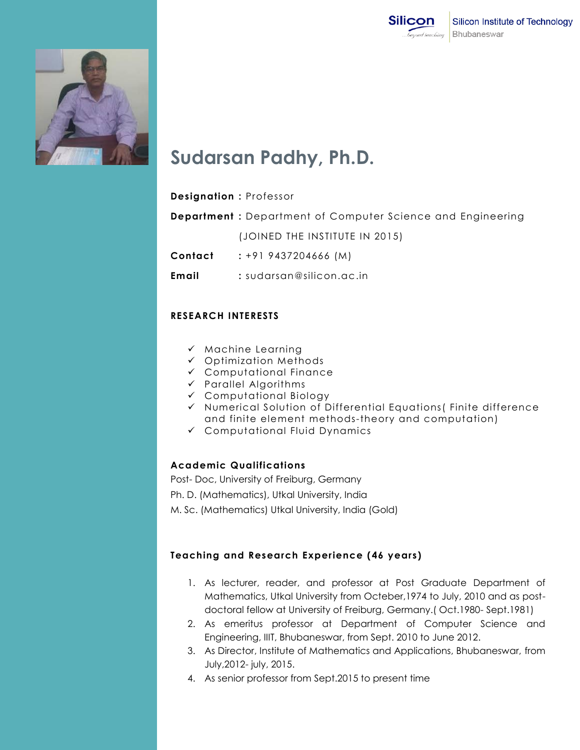# Sudarsan Padhy, Ph.D.

**Designation :** Professor

**Department :** Department of Computer Science and Engineering

(JOINED THE INSTITUTE IN 2015)

**Contact** : +91 9437204666 (M)

**Email** : sudarsan@silicon.ac.in

## RESEARCH INTERESTS

- ✓ Machine Learning
- ✓ Optimization Methods
- ✓ Computational Finance
- ✓ Parallel Algorithms
- ✓ Computational Biology
- ✓ Numerical Solution of Differential Equations( Finite difference and finite element methods-theory and computation)
- ✓ Computational Fluid Dynamics

## Academic Qualifications

Post- Doc, University of Freiburg, Germany

Ph. D. (Mathematics), Utkal University, India

M. Sc. (Mathematics) Utkal University, India (Gold)

## Teaching and Research Experience (46 years)

1. As lecturer, reader, and professor at Post Graduate Department of Mathematics, Utkal University from Octeber,1974 to July, 2010 and as post-doctoral fellow at University of Freiburg, Germany.( Oct.1980- Sept.1981)
2. As emeritus professor at Department of Computer Science and Engineering, IIIT, Bhubaneswar, from Sept. 2010 to June 2012.
3. As Director, Institute of Mathematics and Applications, Bhubaneswar, from July,2012- july, 2015.
4. As senior professor from Sept.2015 to present time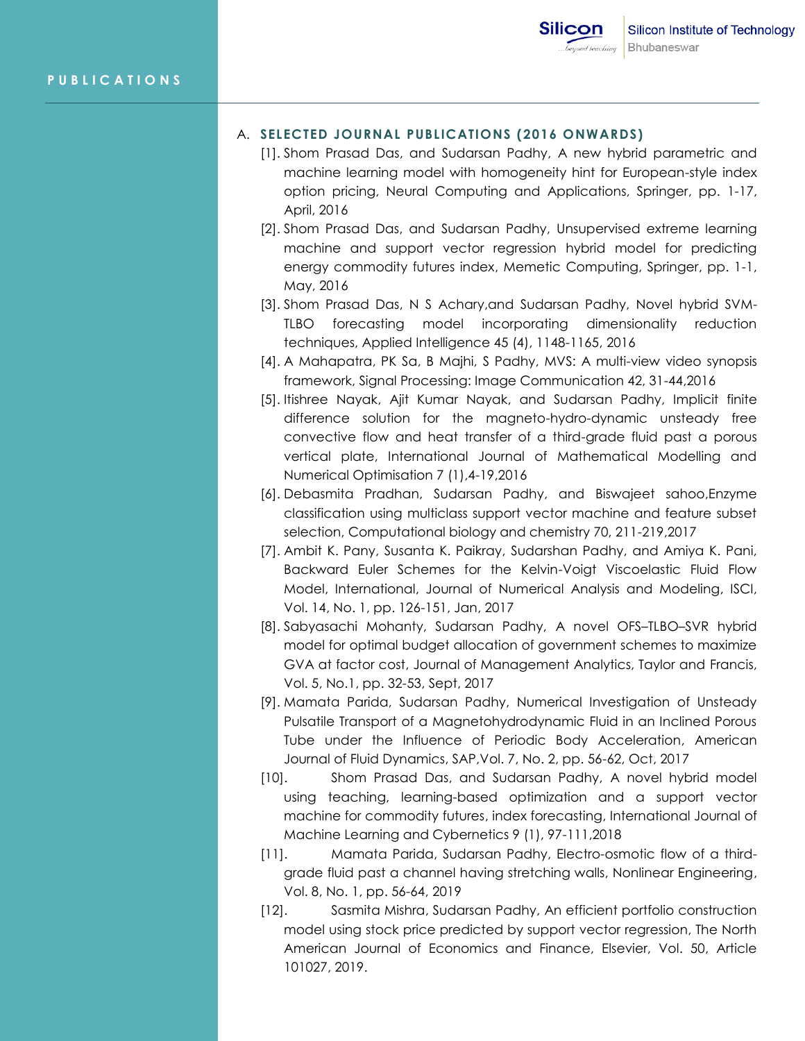# PUBLICATIONS

## A. SELECTED JOURNAL PUBLICATIONS (2016 ONWARDS)

[1]. Shom Prasad Das, and Sudarsan Padhy, A new hybrid parametric and machine learning model with homogeneity hint for European-style index option pricing, Neural Computing and Applications, Springer, pp. 1-17, April, 2016

[2]. Shom Prasad Das, and Sudarsan Padhy, Unsupervised extreme learning machine and support vector regression hybrid model for predicting energy commodity futures index, Memetic Computing, Springer, pp. 1-1, May, 2016

[3]. Shom Prasad Das, N S Achary,and Sudarsan Padhy, Novel hybrid SVM-TLBO forecasting model incorporating dimensionality reduction techniques, Applied Intelligence 45 (4), 1148-1165, 2016

[4]. A Mahapatra, PK Sa, B Majhi, S Padhy, MVS: A multi-view video synopsis framework, Signal Processing: Image Communication 42, 31-44,2016

[5]. Itishree Nayak, Ajit Kumar Nayak, and Sudarsan Padhy, Implicit finite difference solution for the magneto-hydro-dynamic unsteady free convective flow and heat transfer of a third-grade fluid past a porous vertical plate, International Journal of Mathematical Modelling and Numerical Optimisation 7 (1),4-19,2016

[6]. Debasmita Pradhan, Sudarsan Padhy, and Biswajeet sahoo,Enzyme classification using multiclass support vector machine and feature subset selection, Computational biology and chemistry 70, 211-219,2017

[7]. Ambit K. Pany, Susanta K. Paikray, Sudarshan Padhy, and Amiya K. Pani, Backward Euler Schemes for the Kelvin-Voigt Viscoelastic Fluid Flow Model, International, Journal of Numerical Analysis and Modeling, ISCI, Vol. 14, No. 1, pp. 126-151, Jan, 2017

[8]. Sabyasachi Mohanty, Sudarsan Padhy, A novel OFS–TLBO–SVR hybrid model for optimal budget allocation of government schemes to maximize GVA at factor cost, Journal of Management Analytics, Taylor and Francis, Vol. 5, No.1, pp. 32-53, Sept, 2017

[9]. Mamata Parida, Sudarsan Padhy, Numerical Investigation of Unsteady Pulsatile Transport of a Magnetohydrodynamic Fluid in an Inclined Porous Tube under the Influence of Periodic Body Acceleration, American Journal of Fluid Dynamics, SAP,Vol. 7, No. 2, pp. 56-62, Oct, 2017

[10]. Shom Prasad Das, and Sudarsan Padhy, A novel hybrid model using teaching, learning-based optimization and a support vector machine for commodity futures, index forecasting, International Journal of Machine Learning and Cybernetics 9 (1), 97-111,2018

[11]. Mamata Parida, Sudarsan Padhy, Electro-osmotic flow of a third-grade fluid past a channel having stretching walls, Nonlinear Engineering, Vol. 8, No. 1, pp. 56-64, 2019

[12]. Sasmita Mishra, Sudarsan Padhy, An efficient portfolio construction model using stock price predicted by support vector regression, The North American Journal of Economics and Finance, Elsevier, Vol. 50, Article 101027, 2019.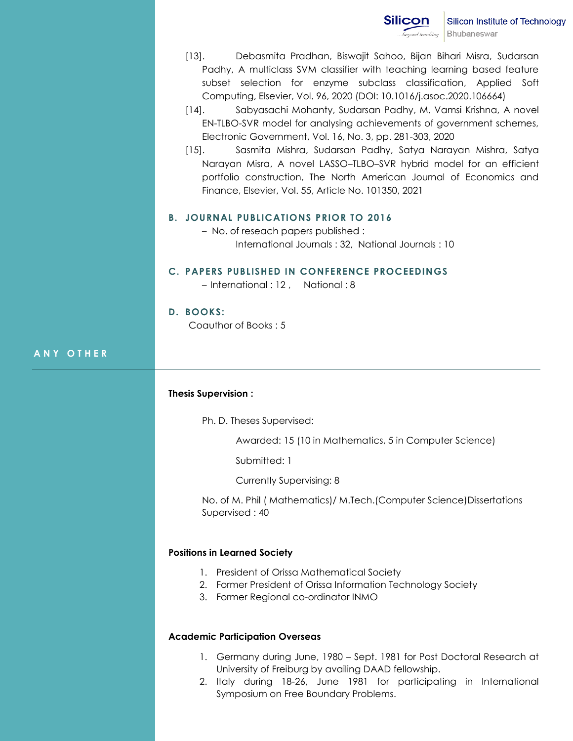[13]. Debasmita Pradhan, Biswajit Sahoo, Bijan Bihari Misra, Sudarsan Padhy, A multiclass SVM classifier with teaching learning based feature subset selection for enzyme subclass classification, Applied Soft Computing, Elsevier, Vol. 96, 2020 (DOI: 10.1016/j.asoc.2020.106664)

[14]. Sabyasachi Mohanty, Sudarsan Padhy, M. Vamsi Krishna, A novel EN-TLBO-SVR model for analysing achievements of government schemes, Electronic Government, Vol. 16, No. 3, pp. 281-303, 2020

[15]. Sasmita Mishra, Sudarsan Padhy, Satya Narayan Mishra, Satya Narayan Misra, A novel LASSO–TLBO–SVR hybrid model for an efficient portfolio construction, The North American Journal of Economics and Finance, Elsevier, Vol. 55, Article No. 101350, 2021

### B. JOURNAL PUBLICATIONS PRIOR TO 2016

– No. of reseach papers published :

International Journals : 32, National Journals : 10

### C. PAPERS PUBLISHED IN CONFERENCE PROCEEDINGS

– International : 12 , National : 8

### D. BOOKS:

Coauthor of Books : 5

## ANY OTHER

**Thesis Supervision :**

Ph. D. Theses Supervised:

Awarded: 15 (10 in Mathematics, 5 in Computer Science)

Submitted: 1

Currently Supervising: 8

No. of M. Phil ( Mathematics)/ M.Tech.(Computer Science)Dissertations Supervised : 40

**Positions in Learned Society**

1. President of Orissa Mathematical Society
2. Former President of Orissa Information Technology Society
3. Former Regional co-ordinator INMO

**Academic Participation Overseas**

1. Germany during June, 1980 – Sept. 1981 for Post Doctoral Research at University of Freiburg by availing DAAD fellowship.
2. Italy during 18-26, June 1981 for participating in International Symposium on Free Boundary Problems.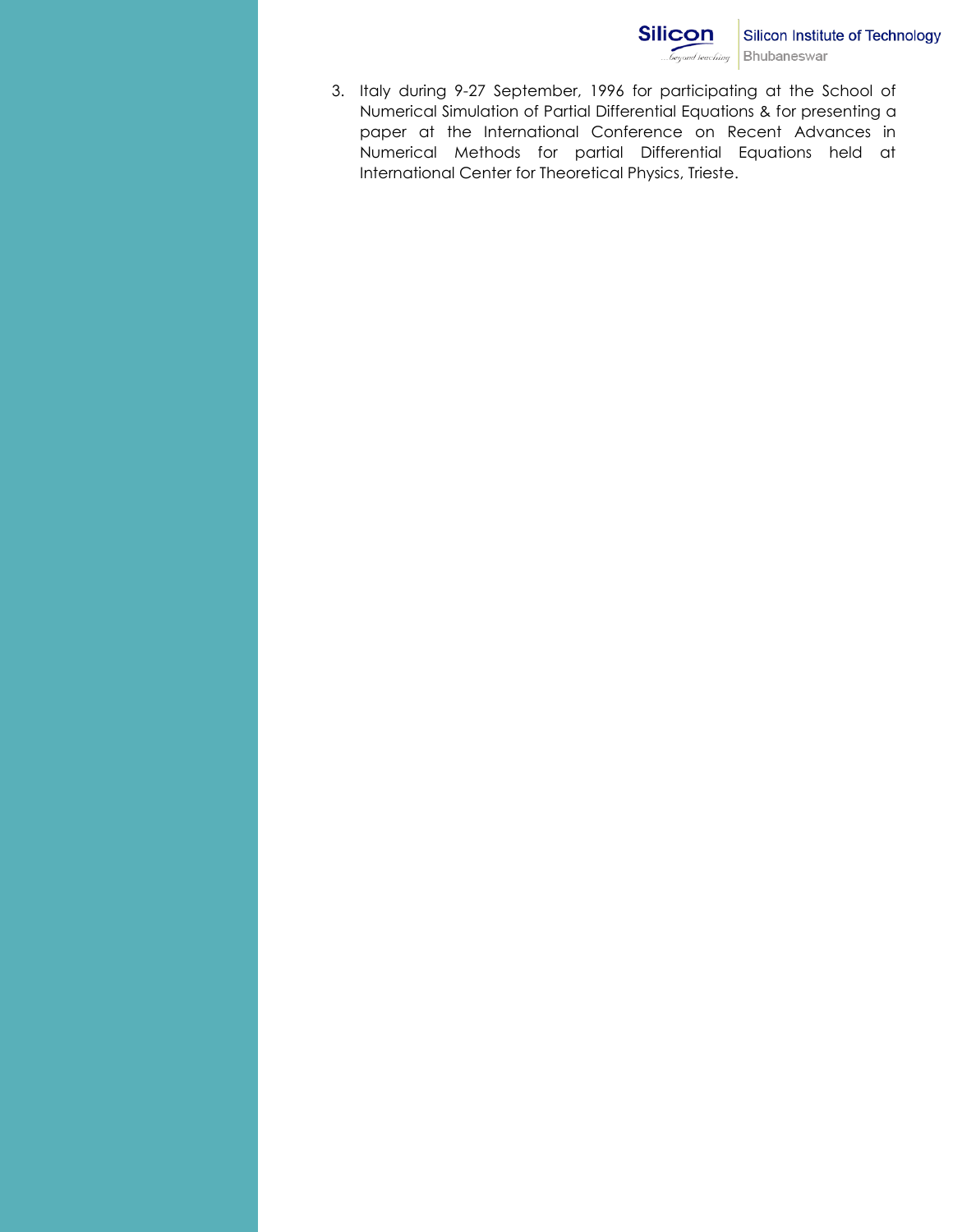3. Italy during 9-27 September, 1996 for participating at the School of Numerical Simulation of Partial Differential Equations & for presenting a paper at the International Conference on Recent Advances in Numerical Methods for partial Differential Equations held at International Center for Theoretical Physics, Trieste.